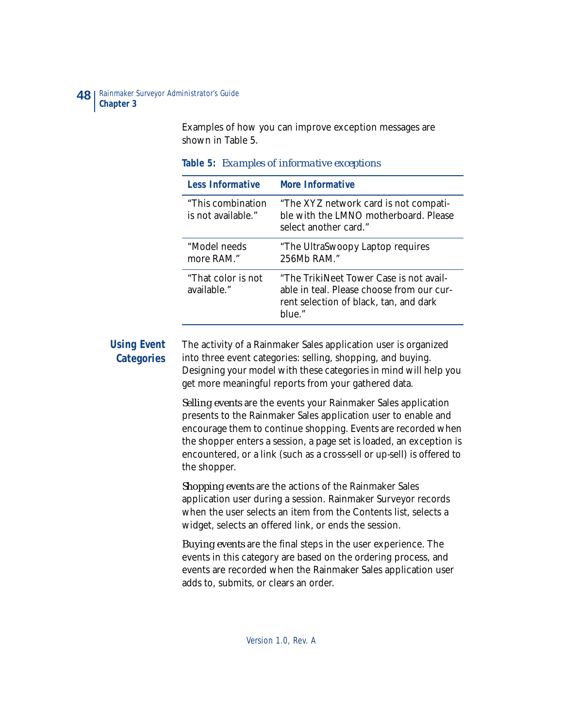Examples of how you can improve exception messages are shown in Table 5.

**Table 5:** *Examples of informative exceptions*

| Less Informative | More Informative |
|---|---|
| "This combination is not available." | "The XYZ network card is not compatible with the LMNO motherboard. Please select another card." |
| "Model needs more RAM." | "The UltraSwoopy Laptop requires 256Mb RAM." |
| "That color is not available." | "The TrikiNeet Tower Case is not available in teal. Please choose from our current selection of black, tan, and dark blue." |

## Using Event Categories

The activity of a Rainmaker Sales application user is organized into three event categories: selling, shopping, and buying. Designing your model with these categories in mind will help you get more meaningful reports from your gathered data.

*Selling events* are the events your Rainmaker Sales application presents to the Rainmaker Sales application user to enable and encourage them to continue shopping. Events are recorded when the shopper enters a session, a page set is loaded, an exception is encountered, or a link (such as a cross-sell or up-sell) is offered to the shopper.

*Shopping events* are the actions of the Rainmaker Sales application user during a session. Rainmaker Surveyor records when the user selects an item from the Contents list, selects a widget, selects an offered link, or ends the session.

*Buying events* are the final steps in the user experience. The events in this category are based on the ordering process, and events are recorded when the Rainmaker Sales application user adds to, submits, or clears an order.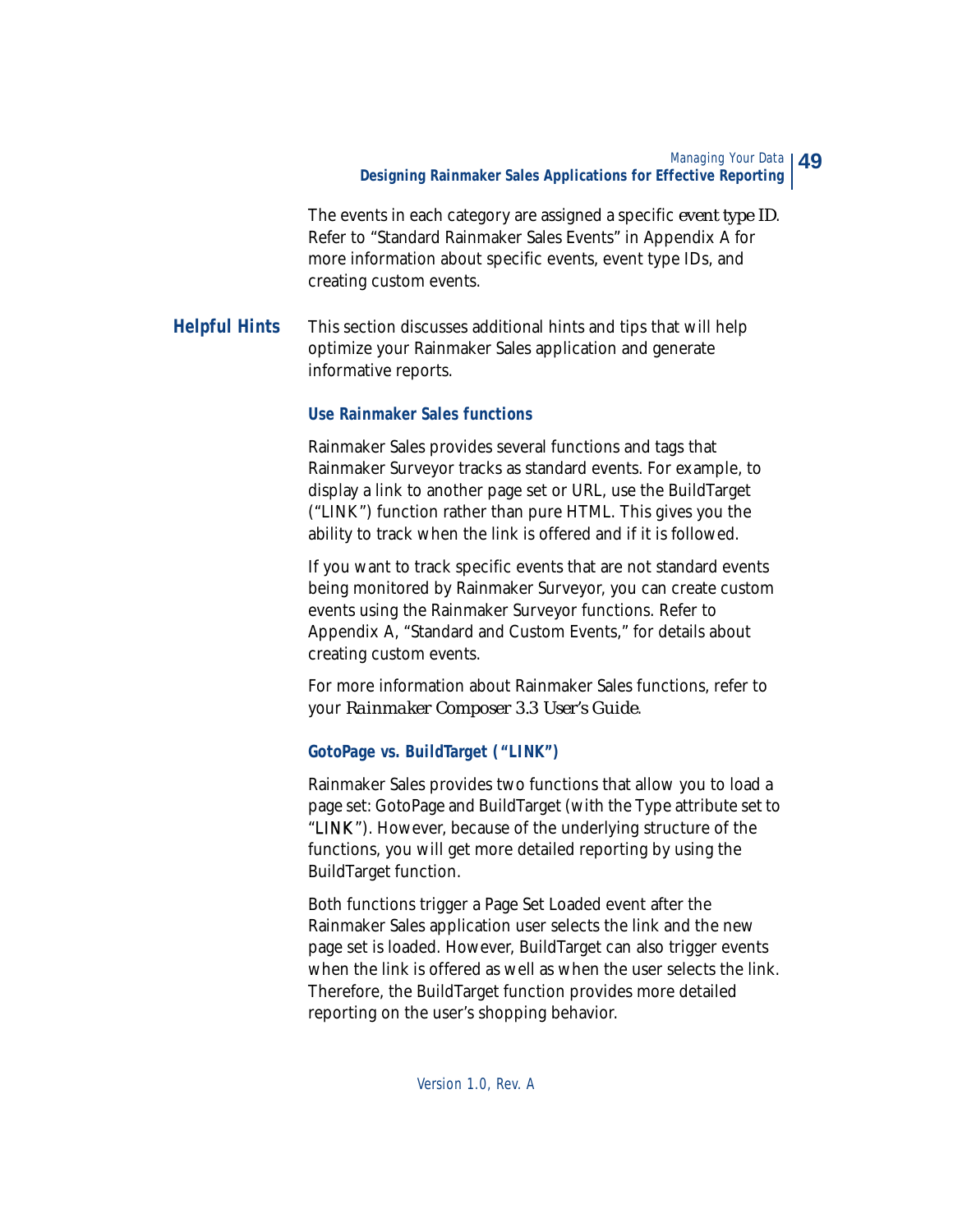The events in each category are assigned a specific *event type ID*. Refer to “Standard Rainmaker Sales Events” in Appendix A for more information about specific events, event type IDs, and creating custom events.

## Helpful Hints

This section discusses additional hints and tips that will help optimize your Rainmaker Sales application and generate informative reports.

### Use Rainmaker Sales functions

Rainmaker Sales provides several functions and tags that Rainmaker Surveyor tracks as standard events. For example, to display a link to another page set or URL, use the BuildTarget (“LINK”) function rather than pure HTML. This gives you the ability to track when the link is offered and if it is followed.

If you want to track specific events that are not standard events being monitored by Rainmaker Surveyor, you can create custom events using the Rainmaker Surveyor functions. Refer to Appendix A, “Standard and Custom Events,” for details about creating custom events.

For more information about Rainmaker Sales functions, refer to your *Rainmaker Composer 3.3 User’s Guide*.

### GotoPage vs. BuildTarget (“LINK”)

Rainmaker Sales provides two functions that allow you to load a page set: GotoPage and BuildTarget (with the Type attribute set to “LINK”). However, because of the underlying structure of the functions, you will get more detailed reporting by using the BuildTarget function.

Both functions trigger a Page Set Loaded event after the Rainmaker Sales application user selects the link and the new page set is loaded. However, BuildTarget can also trigger events when the link is offered as well as when the user selects the link. Therefore, the BuildTarget function provides more detailed reporting on the user’s shopping behavior.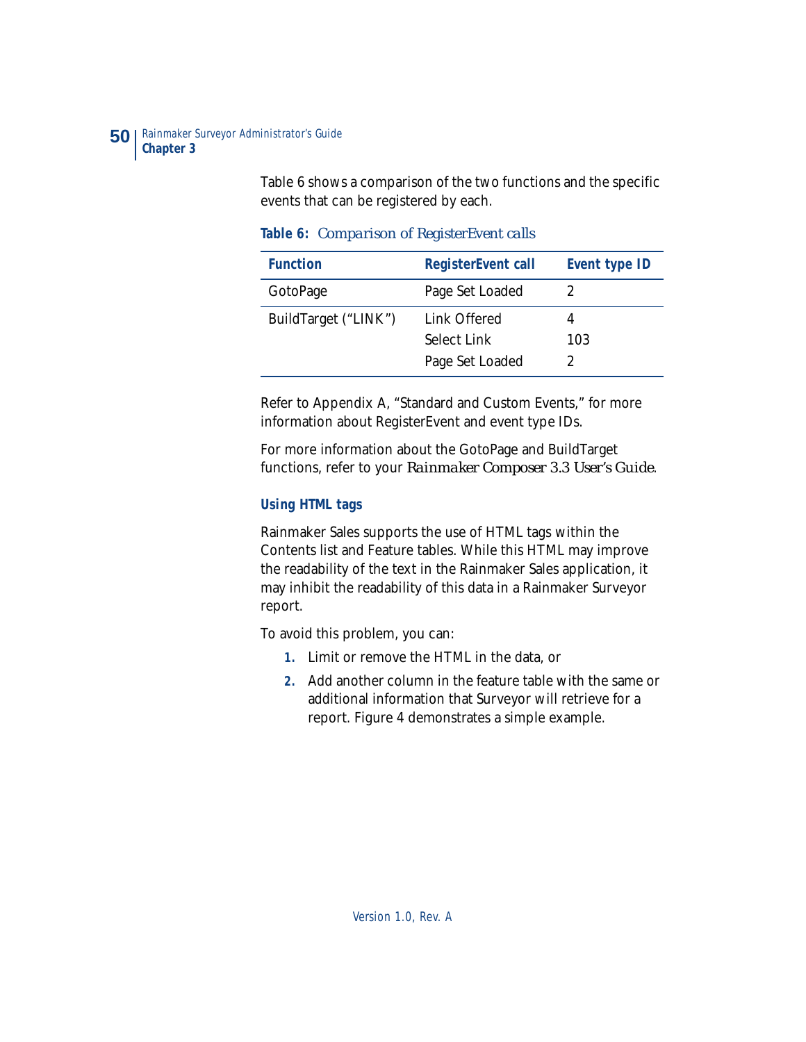Table 6 shows a comparison of the two functions and the specific events that can be registered by each.

**Table 6:** *Comparison of RegisterEvent calls*

| Function | RegisterEvent call | Event type ID |
| --- | --- | --- |
| GotoPage | Page Set Loaded | 2 |
| BuildTarget ("LINK") | Link Offered | 4 |
| | Select Link | 103 |
| | Page Set Loaded | 2 |

Refer to Appendix A, "Standard and Custom Events," for more information about RegisterEvent and event type IDs.

For more information about the GotoPage and BuildTarget functions, refer to your *Rainmaker Composer 3.3 User's Guide*.

### Using HTML tags

Rainmaker Sales supports the use of HTML tags within the Contents list and Feature tables. While this HTML may improve the readability of the text in the Rainmaker Sales application, it may inhibit the readability of this data in a Rainmaker Surveyor report.

To avoid this problem, you can:

1. Limit or remove the HTML in the data, or
2. Add another column in the feature table with the same or additional information that Surveyor will retrieve for a report. Figure 4 demonstrates a simple example.